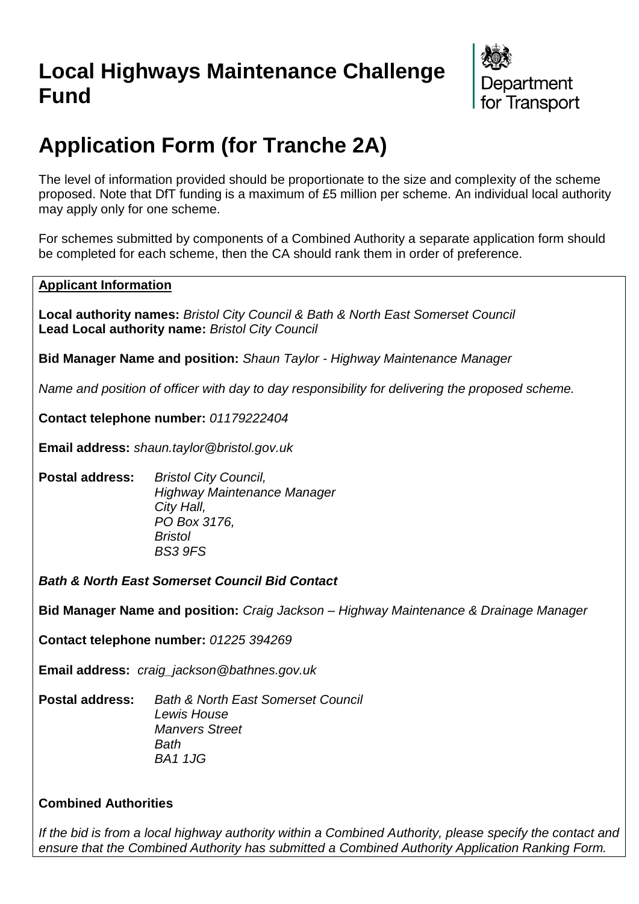# Local Highways Maintenance Challenge Fund

Department for Transport

# Application Form (for Tranche 2A)

The level of information provided should be proportionate to the size and complexity of the scheme proposed. Note that DfT funding is a maximum of £5 million per scheme. An individual local authority may apply only for one scheme.

For schemes submitted by components of a Combined Authority a separate application form should be completed for each scheme, then the CA should rank them in order of preference.

**Applicant Information**

**Local authority names:** *Bristol City Council & Bath & North East Somerset Council*
**Lead Local authority name:** *Bristol City Council*

**Bid Manager Name and position:** *Shaun Taylor - Highway Maintenance Manager*

*Name and position of officer with day to day responsibility for delivering the proposed scheme.*

**Contact telephone number:** *01179222404*

**Email address:** *shaun.taylor@bristol.gov.uk*

**Postal address:** *Bristol City Council,*
*Highway Maintenance Manager*
*City Hall,*
*PO Box 3176,*
*Bristol*
*BS3 9FS*

***Bath & North East Somerset Council Bid Contact***

**Bid Manager Name and position:** *Craig Jackson – Highway Maintenance & Drainage Manager*

**Contact telephone number:** *01225 394269*

**Email address:** *craig_jackson@bathnes.gov.uk*

**Postal address:** *Bath & North East Somerset Council*
*Lewis House*
*Manvers Street*
*Bath*
*BA1 1JG*

**Combined Authorities**

*If the bid is from a local highway authority within a Combined Authority, please specify the contact and ensure that the Combined Authority has submitted a Combined Authority Application Ranking Form.*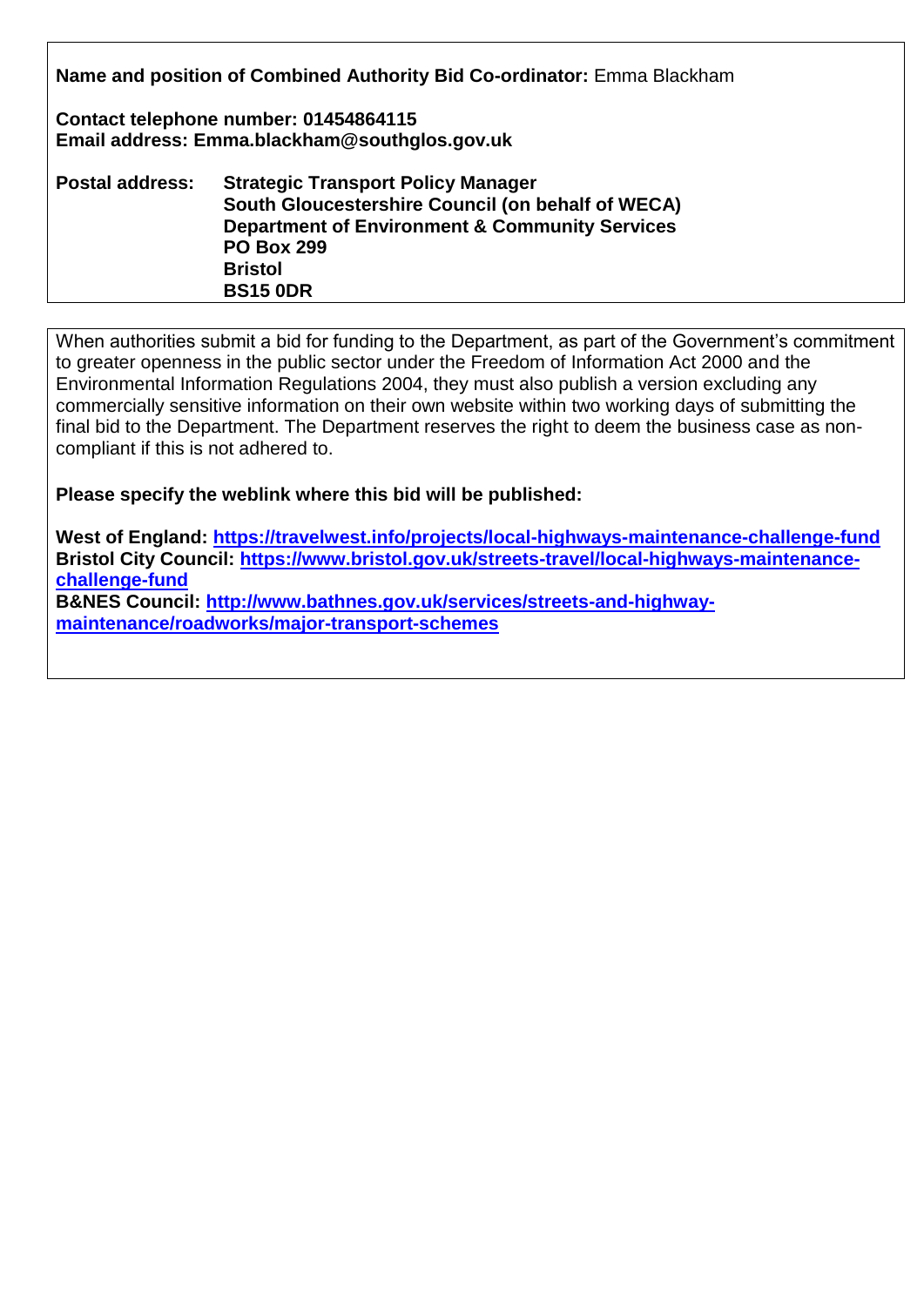**Name and position of Combined Authority Bid Co-ordinator:** Emma Blackham

**Contact telephone number: 01454864115**
**Email address: Emma.blackham@southglos.gov.uk**

**Postal address:** **Strategic Transport Policy Manager**
**South Gloucestershire Council (on behalf of WECA)**
**Department of Environment & Community Services**
**PO Box 299**
**Bristol**
**BS15 0DR**

When authorities submit a bid for funding to the Department, as part of the Government's commitment to greater openness in the public sector under the Freedom of Information Act 2000 and the Environmental Information Regulations 2004, they must also publish a version excluding any commercially sensitive information on their own website within two working days of submitting the final bid to the Department. The Department reserves the right to deem the business case as non-compliant if this is not adhered to.

**Please specify the weblink where this bid will be published:**

**West of England: https://travelwest.info/projects/local-highways-maintenance-challenge-fund**
**Bristol City Council: https://www.bristol.gov.uk/streets-travel/local-highways-maintenance-challenge-fund**
**B&NES Council: http://www.bathnes.gov.uk/services/streets-and-highway-maintenance/roadworks/major-transport-schemes**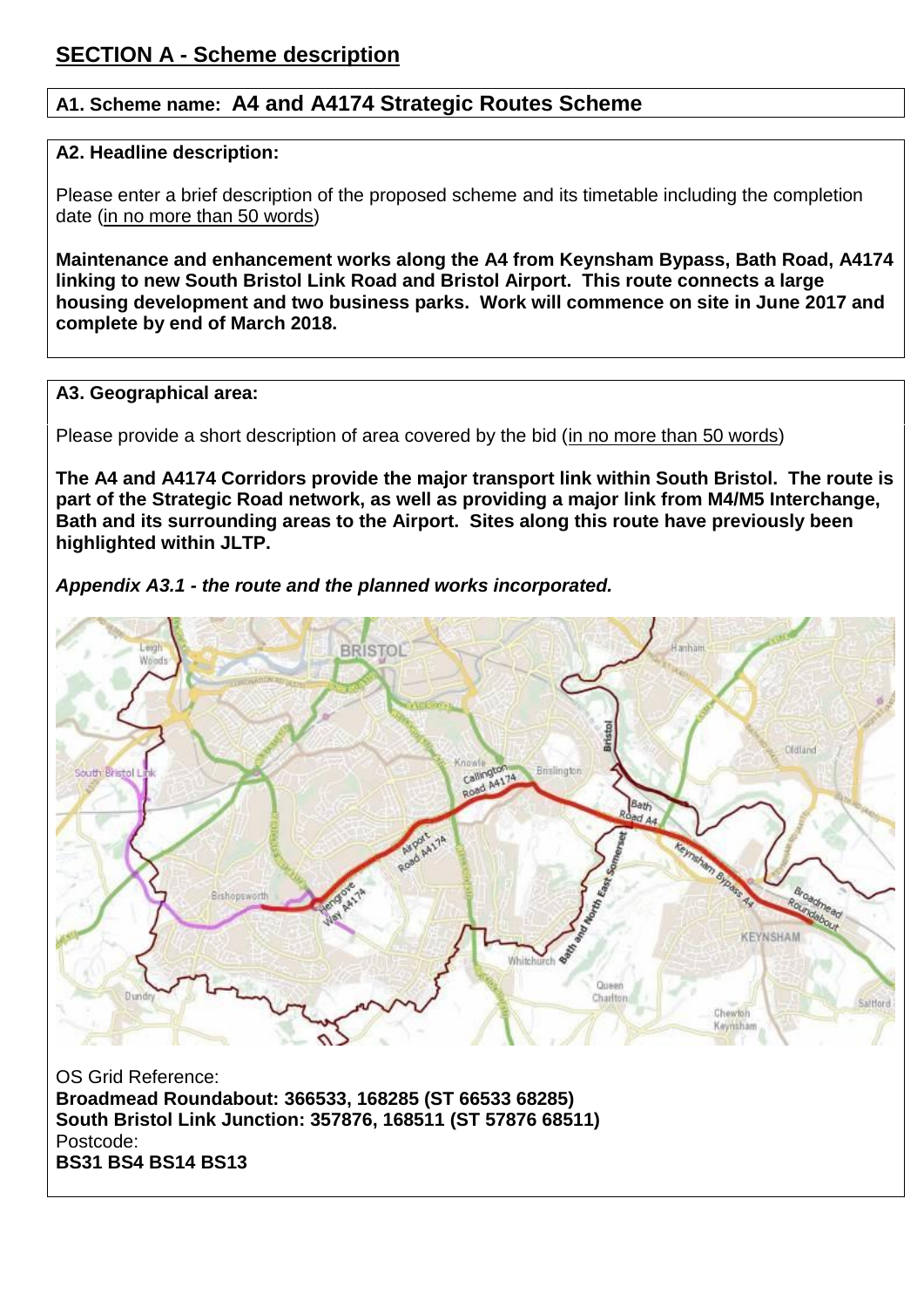## SECTION A - Scheme description

**A1. Scheme name: A4 and A4174 Strategic Routes Scheme**

**A2. Headline description:**

Please enter a brief description of the proposed scheme and its timetable including the completion date (in no more than 50 words)

**Maintenance and enhancement works along the A4 from Keynsham Bypass, Bath Road, A4174 linking to new South Bristol Link Road and Bristol Airport. This route connects a large housing development and two business parks. Work will commence on site in June 2017 and complete by end of March 2018.**

**A3. Geographical area:**

Please provide a short description of area covered by the bid (in no more than 50 words)

**The A4 and A4174 Corridors provide the major transport link within South Bristol. The route is part of the Strategic Road network, as well as providing a major link from M4/M5 Interchange, Bath and its surrounding areas to the Airport. Sites along this route have previously been highlighted within JLTP.**

***Appendix A3.1 - the route and the planned works incorporated.***

OS Grid Reference:
**Broadmead Roundabout: 366533, 168285 (ST 66533 68285)**
**South Bristol Link Junction: 357876, 168511 (ST 57876 68511)**
Postcode:
**BS31 BS4 BS14 BS13**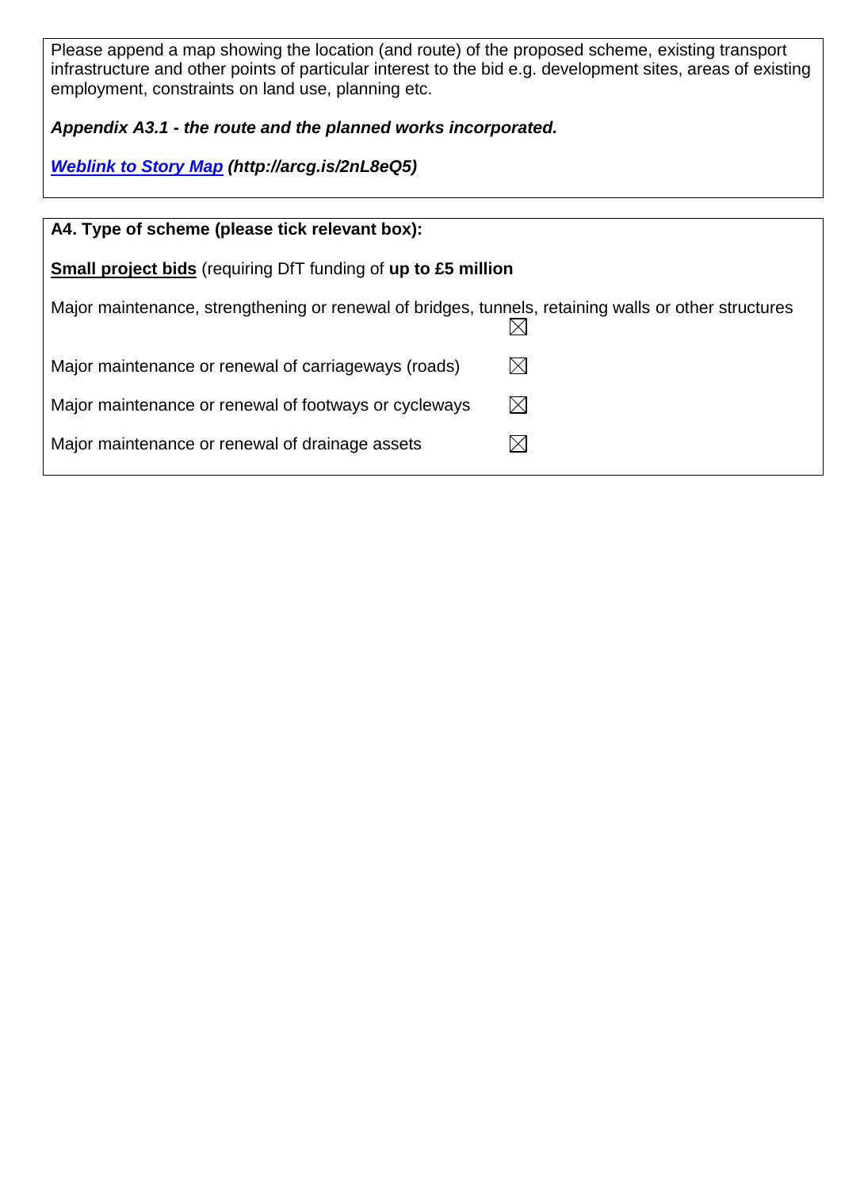Please append a map showing the location (and route) of the proposed scheme, existing transport infrastructure and other points of particular interest to the bid e.g. development sites, areas of existing employment, constraints on land use, planning etc.

***Appendix A3.1 - the route and the planned works incorporated.***

***[Weblink to Story Map](http://arcg.is/2nL8eQ5) (http://arcg.is/2nL8eQ5)***

**A4. Type of scheme (please tick relevant box):**

**Small project bids** (requiring DfT funding of **up to £5 million**

Major maintenance, strengthening or renewal of bridges, tunnels, retaining walls or other structures ☒

Major maintenance or renewal of carriageways (roads) ☒

Major maintenance or renewal of footways or cycleways ☒

Major maintenance or renewal of drainage assets ☒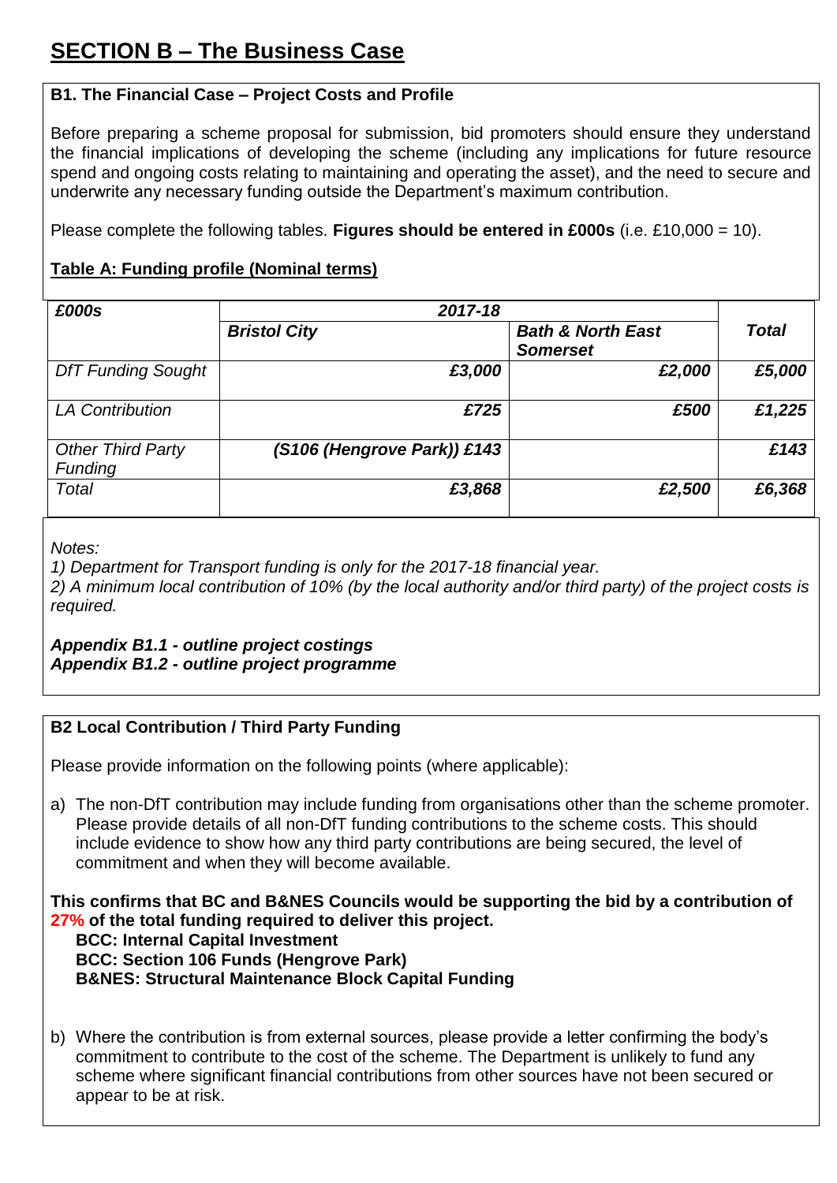# SECTION B – The Business Case

### B1. The Financial Case – Project Costs and Profile

Before preparing a scheme proposal for submission, bid promoters should ensure they understand the financial implications of developing the scheme (including any implications for future resource spend and ongoing costs relating to maintaining and operating the asset), and the need to secure and underwrite any necessary funding outside the Department's maximum contribution.

Please complete the following tables. **Figures should be entered in £000s** (i.e. £10,000 = 10).

**Table A: Funding profile (Nominal terms)**

| *£000s* | *2017-18* | | *Total* |
|---|---|---|---|
| | *Bristol City* | *Bath & North East Somerset* | |
| *DfT Funding Sought* | *£3,000* | *£2,000* | *£5,000* |
| *LA Contribution* | *£725* | *£500* | *£1,225* |
| *Other Third Party Funding* | *(S106 (Hengrove Park)) £143* | | *£143* |
| *Total* | *£3,868* | *£2,500* | *£6,368* |

*Notes:*

*1) Department for Transport funding is only for the 2017-18 financial year.*

*2) A minimum local contribution of 10% (by the local authority and/or third party) of the project costs is required.*

***Appendix B1.1 - outline project costings***
***Appendix B1.2 - outline project programme***

### B2 Local Contribution / Third Party Funding

Please provide information on the following points (where applicable):

a) The non-DfT contribution may include funding from organisations other than the scheme promoter. Please provide details of all non-DfT funding contributions to the scheme costs. This should include evidence to show how any third party contributions are being secured, the level of commitment and when they will become available.

**This confirms that BC and B&NES Councils would be supporting the bid by a contribution of 27% of the total funding required to deliver this project.**

**BCC: Internal Capital Investment**
**BCC: Section 106 Funds (Hengrove Park)**
**B&NES: Structural Maintenance Block Capital Funding**

b) Where the contribution is from external sources, please provide a letter confirming the body's commitment to contribute to the cost of the scheme. The Department is unlikely to fund any scheme where significant financial contributions from other sources have not been secured or appear to be at risk.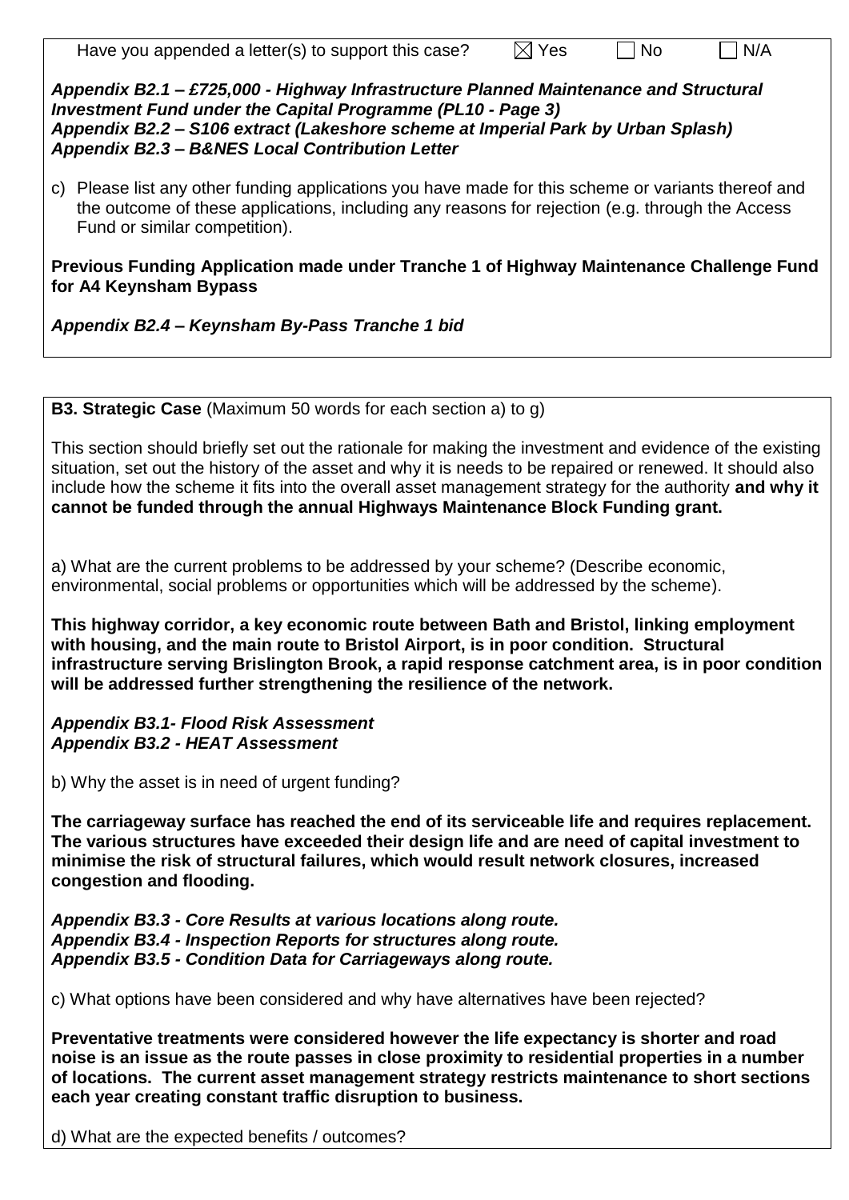Have you appended a letter(s) to support this case? ☒ Yes ☐ No ☐ N/A

***Appendix B2.1 – £725,000 - Highway Infrastructure Planned Maintenance and Structural Investment Fund under the Capital Programme (PL10 - Page 3)***
***Appendix B2.2 – S106 extract (Lakeshore scheme at Imperial Park by Urban Splash)***
***Appendix B2.3 – B&NES Local Contribution Letter***

c) Please list any other funding applications you have made for this scheme or variants thereof and the outcome of these applications, including any reasons for rejection (e.g. through the Access Fund or similar competition).

**Previous Funding Application made under Tranche 1 of Highway Maintenance Challenge Fund for A4 Keynsham Bypass**

***Appendix B2.4 – Keynsham By-Pass Tranche 1 bid***

**B3. Strategic Case** (Maximum 50 words for each section a) to g)

This section should briefly set out the rationale for making the investment and evidence of the existing situation, set out the history of the asset and why it is needs to be repaired or renewed. It should also include how the scheme it fits into the overall asset management strategy for the authority **and why it cannot be funded through the annual Highways Maintenance Block Funding grant.**

a) What are the current problems to be addressed by your scheme? (Describe economic, environmental, social problems or opportunities which will be addressed by the scheme).

**This highway corridor, a key economic route between Bath and Bristol, linking employment with housing, and the main route to Bristol Airport, is in poor condition. Structural infrastructure serving Brislington Brook, a rapid response catchment area, is in poor condition will be addressed further strengthening the resilience of the network.**

***Appendix B3.1- Flood Risk Assessment***
***Appendix B3.2 - HEAT Assessment***

b) Why the asset is in need of urgent funding?

**The carriageway surface has reached the end of its serviceable life and requires replacement. The various structures have exceeded their design life and are need of capital investment to minimise the risk of structural failures, which would result network closures, increased congestion and flooding.**

***Appendix B3.3 - Core Results at various locations along route.***
***Appendix B3.4 - Inspection Reports for structures along route.***
***Appendix B3.5 - Condition Data for Carriageways along route.***

c) What options have been considered and why have alternatives have been rejected?

**Preventative treatments were considered however the life expectancy is shorter and road noise is an issue as the route passes in close proximity to residential properties in a number of locations. The current asset management strategy restricts maintenance to short sections each year creating constant traffic disruption to business.**

d) What are the expected benefits / outcomes?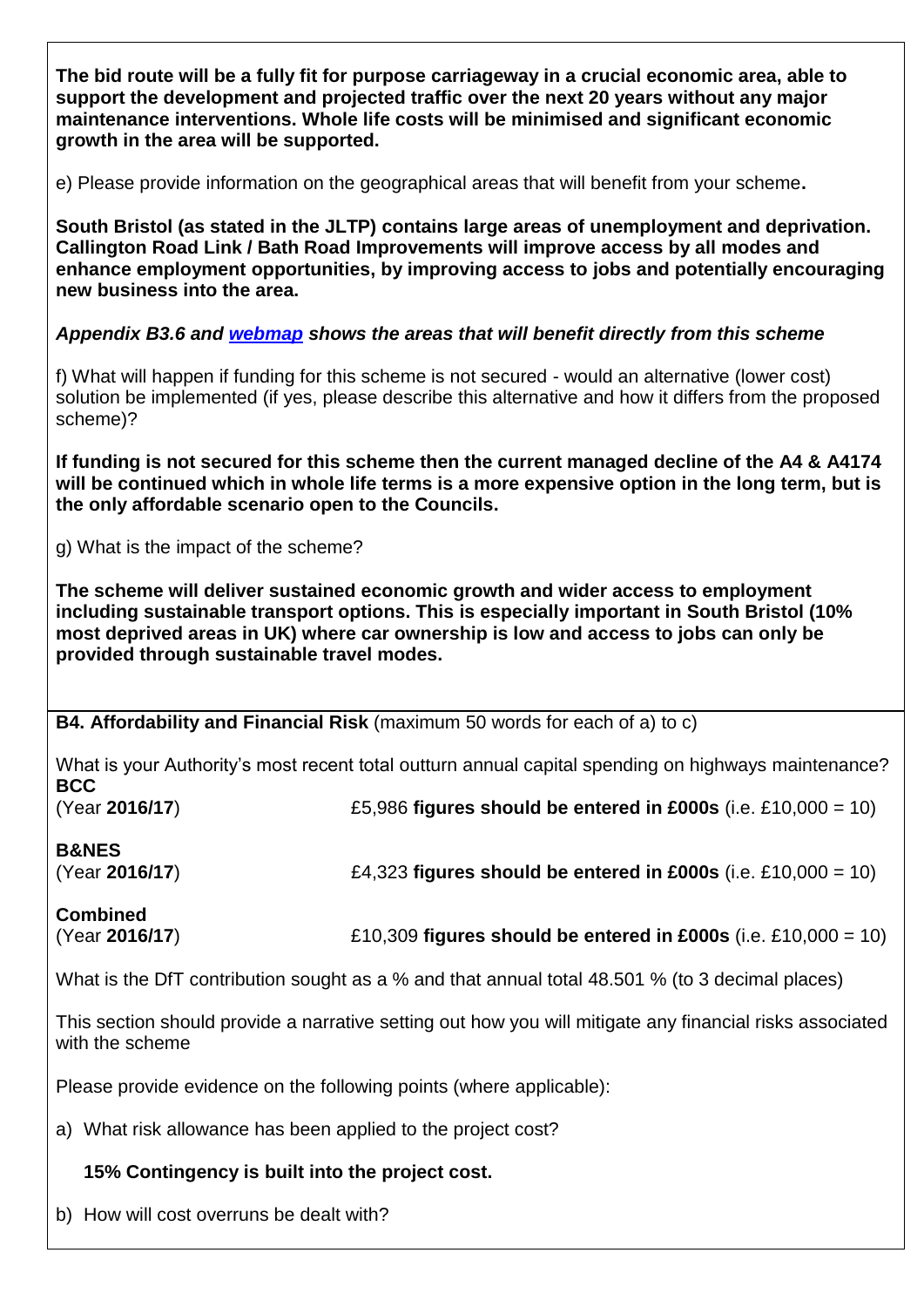**The bid route will be a fully fit for purpose carriageway in a crucial economic area, able to support the development and projected traffic over the next 20 years without any major maintenance interventions. Whole life costs will be minimised and significant economic growth in the area will be supported.**

e) Please provide information on the geographical areas that will benefit from your scheme**.**

**South Bristol (as stated in the JLTP) contains large areas of unemployment and deprivation. Callington Road Link / Bath Road Improvements will improve access by all modes and enhance employment opportunities, by improving access to jobs and potentially encouraging new business into the area.**

***Appendix B3.6 and webmap shows the areas that will benefit directly from this scheme***

f) What will happen if funding for this scheme is not secured - would an alternative (lower cost) solution be implemented (if yes, please describe this alternative and how it differs from the proposed scheme)?

**If funding is not secured for this scheme then the current managed decline of the A4 & A4174 will be continued which in whole life terms is a more expensive option in the long term, but is the only affordable scenario open to the Councils.**

g) What is the impact of the scheme?

**The scheme will deliver sustained economic growth and wider access to employment including sustainable transport options. This is especially important in South Bristol (10% most deprived areas in UK) where car ownership is low and access to jobs can only be provided through sustainable travel modes.**

**B4. Affordability and Financial Risk** (maximum 50 words for each of a) to c)

What is your Authority's most recent total outturn annual capital spending on highways maintenance?

**BCC**
(Year **2016/17**) £5,986 **figures should be entered in £000s** (i.e. £10,000 = 10)

**B&NES**
(Year **2016/17**) £4,323 **figures should be entered in £000s** (i.e. £10,000 = 10)

**Combined**
(Year **2016/17**) £10,309 **figures should be entered in £000s** (i.e. £10,000 = 10)

What is the DfT contribution sought as a % and that annual total 48.501 % (to 3 decimal places)

This section should provide a narrative setting out how you will mitigate any financial risks associated with the scheme

Please provide evidence on the following points (where applicable):

a) What risk allowance has been applied to the project cost?

   **15% Contingency is built into the project cost.**

b) How will cost overruns be dealt with?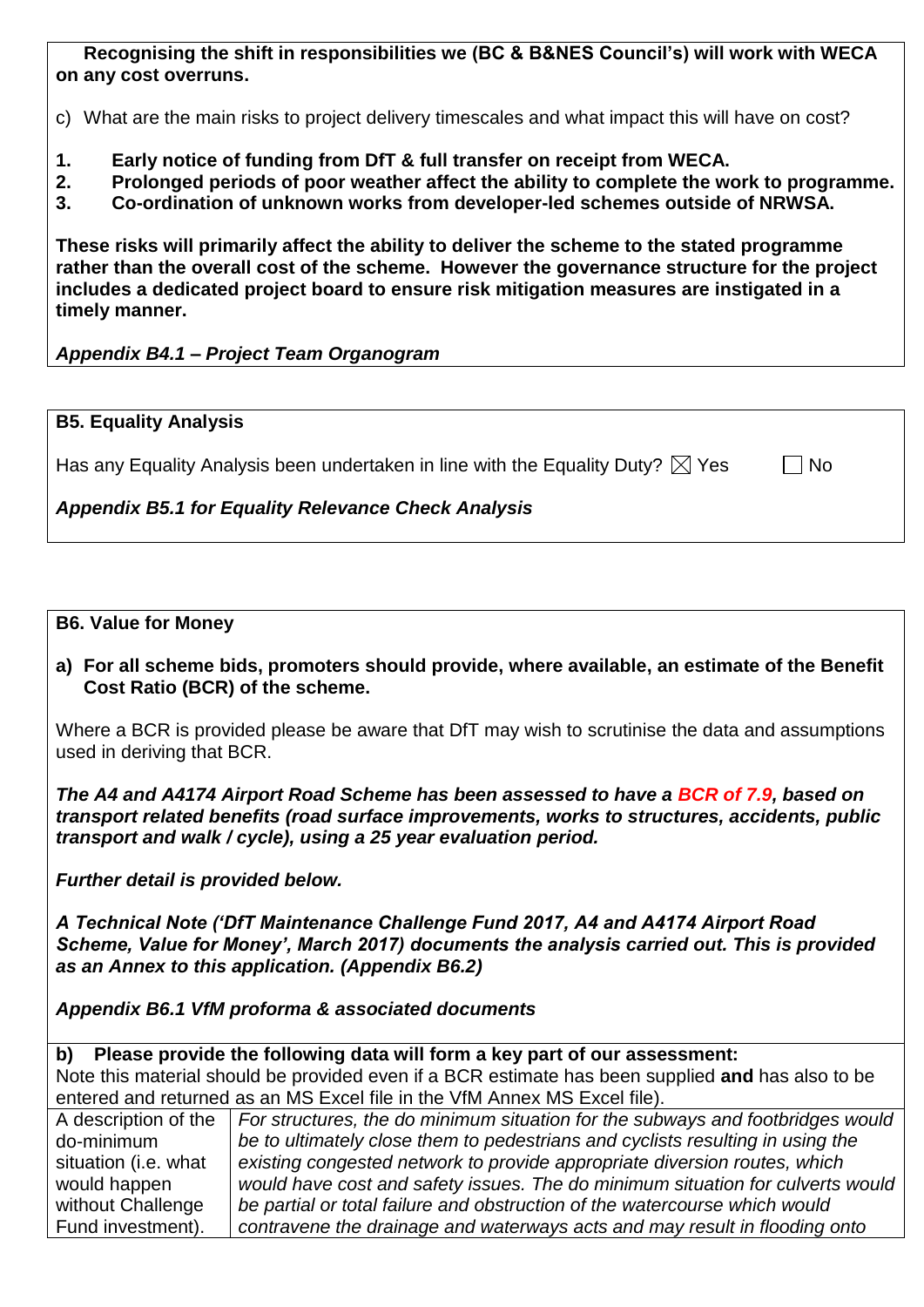**Recognising the shift in responsibilities we (BC & B&NES Council's) will work with WECA on any cost overruns.**

c) What are the main risks to project delivery timescales and what impact this will have on cost?

1. **Early notice of funding from DfT & full transfer on receipt from WECA.**
2. **Prolonged periods of poor weather affect the ability to complete the work to programme.**
3. **Co-ordination of unknown works from developer-led schemes outside of NRWSA.**

**These risks will primarily affect the ability to deliver the scheme to the stated programme rather than the overall cost of the scheme. However the governance structure for the project includes a dedicated project board to ensure risk mitigation measures are instigated in a timely manner.**

***Appendix B4.1 – Project Team Organogram***

**B5. Equality Analysis**

Has any Equality Analysis been undertaken in line with the Equality Duty? ☒ Yes ☐ No

***Appendix B5.1 for Equality Relevance Check Analysis***

**B6. Value for Money**

a) **For all scheme bids, promoters should provide, where available, an estimate of the Benefit Cost Ratio (BCR) of the scheme.**

Where a BCR is provided please be aware that DfT may wish to scrutinise the data and assumptions used in deriving that BCR.

***The A4 and A4174 Airport Road Scheme has been assessed to have a BCR of 7.9, based on transport related benefits (road surface improvements, works to structures, accidents, public transport and walk / cycle), using a 25 year evaluation period.***

***Further detail is provided below.***

***A Technical Note ('DfT Maintenance Challenge Fund 2017, A4 and A4174 Airport Road Scheme, Value for Money', March 2017) documents the analysis carried out. This is provided as an Annex to this application. (Appendix B6.2)***

***Appendix B6.1 VfM proforma & associated documents***

**b) Please provide the following data will form a key part of our assessment:**
Note this material should be provided even if a BCR estimate has been supplied **and** has also to be entered and returned as an MS Excel file in the VfM Annex MS Excel file).

| | |
|---|---|
| A description of the do-minimum situation (i.e. what would happen without Challenge Fund investment). | *For structures, the do minimum situation for the subways and footbridges would be to ultimately close them to pedestrians and cyclists resulting in using the existing congested network to provide appropriate diversion routes, which would have cost and safety issues. The do minimum situation for culverts would be partial or total failure and obstruction of the watercourse which would contravene the drainage and waterways acts and may result in flooding onto* |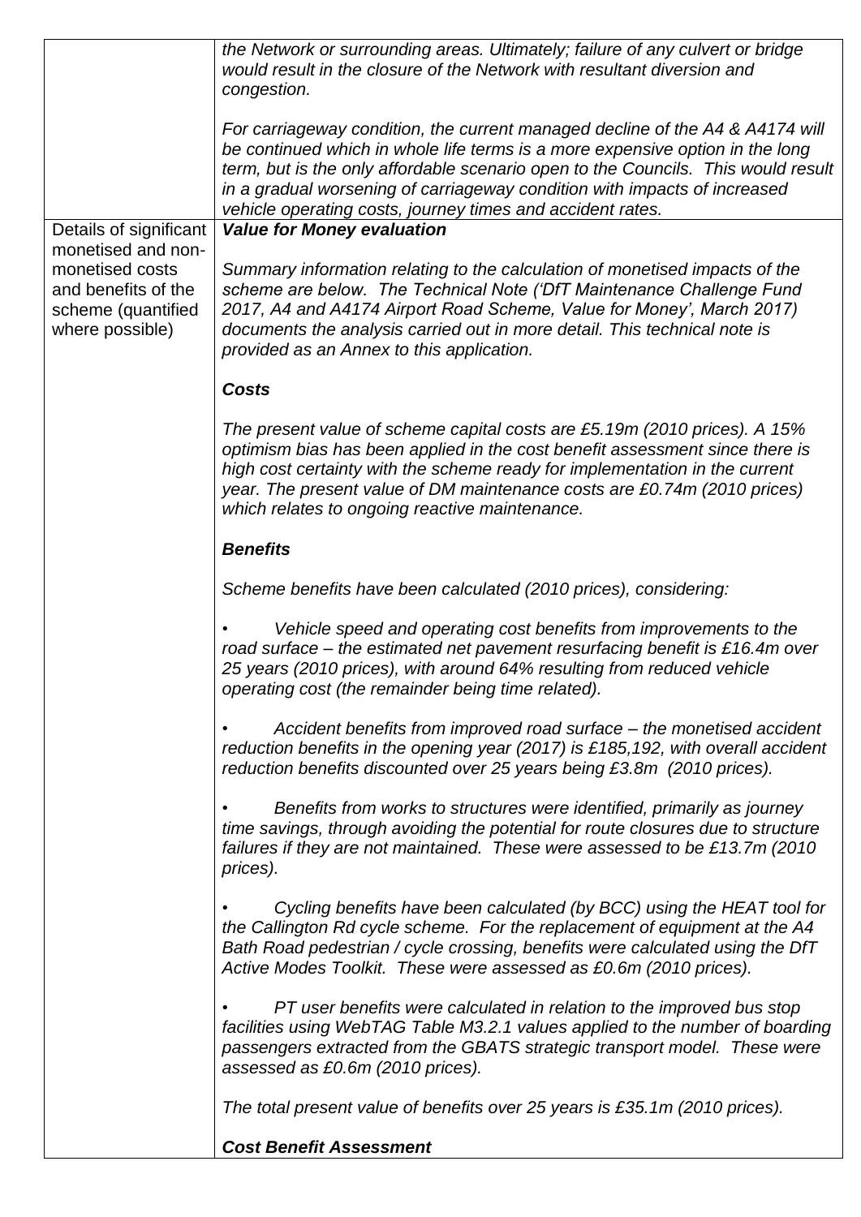| | |
|---|---|
| | *the Network or surrounding areas. Ultimately; failure of any culvert or bridge would result in the closure of the Network with resultant diversion and congestion.*<br><br>*For carriageway condition, the current managed decline of the A4 & A4174 will be continued which in whole life terms is a more expensive option in the long term, but is the only affordable scenario open to the Councils. This would result in a gradual worsening of carriageway condition with impacts of increased vehicle operating costs, journey times and accident rates.* |
| Details of significant monetised and non-monetised costs and benefits of the scheme (quantified where possible) | ***Value for Money evaluation***<br><br>*Summary information relating to the calculation of monetised impacts of the scheme are below. The Technical Note ('DfT Maintenance Challenge Fund 2017, A4 and A4174 Airport Road Scheme, Value for Money', March 2017) documents the analysis carried out in more detail. This technical note is provided as an Annex to this application.*<br><br>***Costs***<br><br>*The present value of scheme capital costs are £5.19m (2010 prices). A 15% optimism bias has been applied in the cost benefit assessment since there is high cost certainty with the scheme ready for implementation in the current year. The present value of DM maintenance costs are £0.74m (2010 prices) which relates to ongoing reactive maintenance.*<br><br>***Benefits***<br><br>*Scheme benefits have been calculated (2010 prices), considering:*<br><br>• *Vehicle speed and operating cost benefits from improvements to the road surface – the estimated net pavement resurfacing benefit is £16.4m over 25 years (2010 prices), with around 64% resulting from reduced vehicle operating cost (the remainder being time related).*<br><br>• *Accident benefits from improved road surface – the monetised accident reduction benefits in the opening year (2017) is £185,192, with overall accident reduction benefits discounted over 25 years being £3.8m (2010 prices).*<br><br>• *Benefits from works to structures were identified, primarily as journey time savings, through avoiding the potential for route closures due to structure failures if they are not maintained. These were assessed to be £13.7m (2010 prices).*<br><br>• *Cycling benefits have been calculated (by BCC) using the HEAT tool for the Callington Rd cycle scheme. For the replacement of equipment at the A4 Bath Road pedestrian / cycle crossing, benefits were calculated using the DfT Active Modes Toolkit. These were assessed as £0.6m (2010 prices).*<br><br>• *PT user benefits were calculated in relation to the improved bus stop facilities using WebTAG Table M3.2.1 values applied to the number of boarding passengers extracted from the GBATS strategic transport model. These were assessed as £0.6m (2010 prices).*<br><br>*The total present value of benefits over 25 years is £35.1m (2010 prices).*<br><br>***Cost Benefit Assessment*** |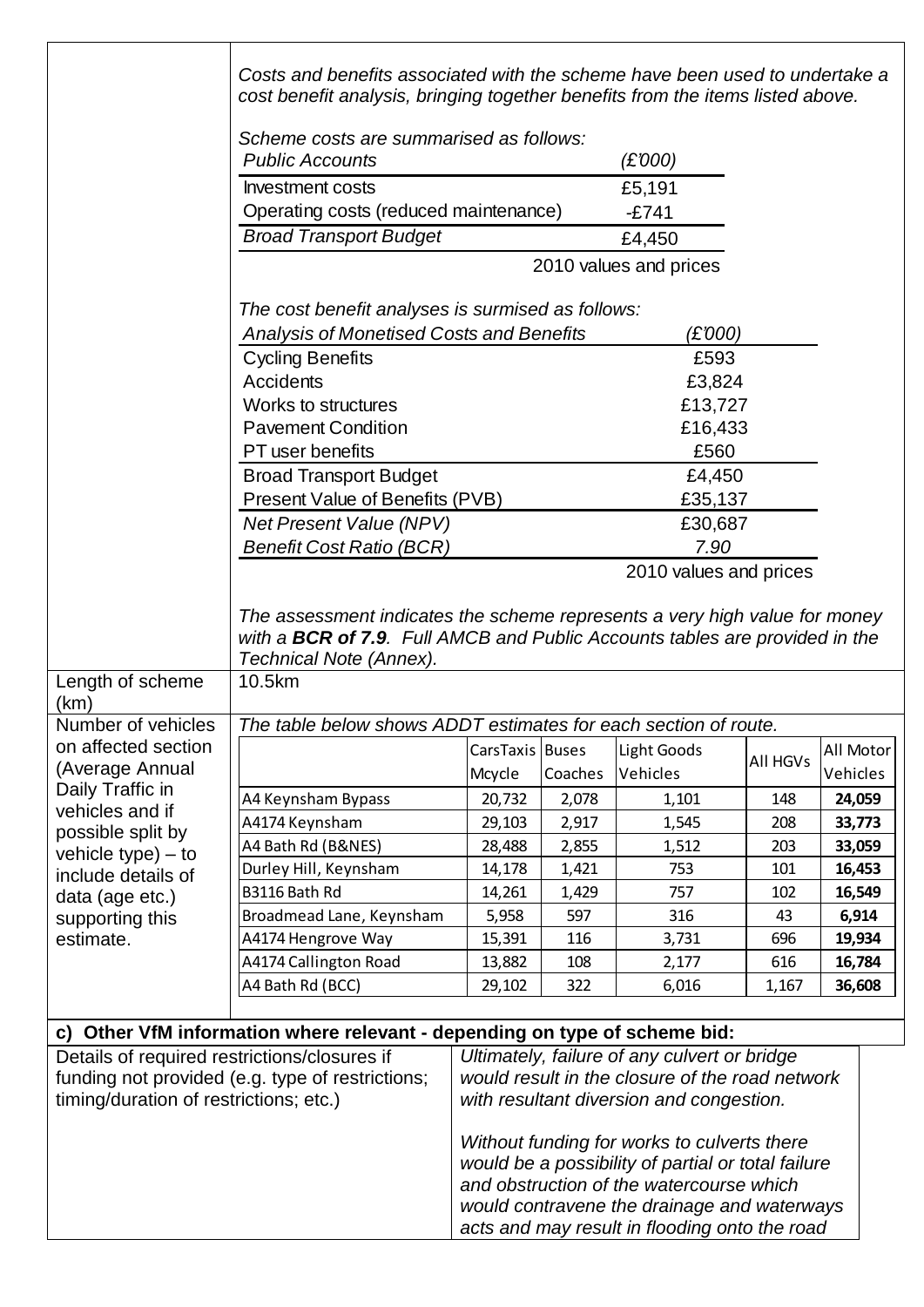| | |
|---|---|
| | *Costs and benefits associated with the scheme have been used to undertake a cost benefit analysis, bringing together benefits from the items listed above.* |

*Scheme costs are summarised as follows:*

| *Public Accounts* | *(£'000)* |
|---|---|
| Investment costs | £5,191 |
| Operating costs (reduced maintenance) | -£741 |
| *Broad Transport Budget* | £4,450 |
| | 2010 values and prices |

*The cost benefit analyses is surmised as follows:*

| *Analysis of Monetised Costs and Benefits* | *(£'000)* |
|---|---|
| Cycling Benefits | £593 |
| Accidents | £3,824 |
| Works to structures | £13,727 |
| Pavement Condition | £16,433 |
| PT user benefits | £560 |
| Broad Transport Budget | £4,450 |
| Present Value of Benefits (PVB) | £35,137 |
| *Net Present Value (NPV)* | £30,687 |
| *Benefit Cost Ratio (BCR)* | *7.90* |
| | 2010 values and prices |

*The assessment indicates the scheme represents a very high value for money with a **BCR of 7.9**. Full AMCB and Public Accounts tables are provided in the Technical Note (Annex).*

| | |
|---|---|
| Length of scheme (km) | 10.5km |

Number of vehicles on affected section (Average Annual Daily Traffic in vehicles and if possible split by vehicle type) – to include details of data (age etc.) supporting this estimate.

*The table below shows ADDT estimates for each section of route.*

| | CarsTaxis Mcycle | Buses Coaches | Light Goods Vehicles | All HGVs | All Motor Vehicles |
|---|---|---|---|---|---|
| A4 Keynsham Bypass | 20,732 | 2,078 | 1,101 | 148 | **24,059** |
| A4174 Keynsham | 29,103 | 2,917 | 1,545 | 208 | **33,773** |
| A4 Bath Rd (B&NES) | 28,488 | 2,855 | 1,512 | 203 | **33,059** |
| Durley Hill, Keynsham | 14,178 | 1,421 | 753 | 101 | **16,453** |
| B3116 Bath Rd | 14,261 | 1,429 | 757 | 102 | **16,549** |
| Broadmead Lane, Keynsham | 5,958 | 597 | 316 | 43 | **6,914** |
| A4174 Hengrove Way | 15,391 | 116 | 3,731 | 696 | **19,934** |
| A4174 Callington Road | 13,882 | 108 | 2,177 | 616 | **16,784** |
| A4 Bath Rd (BCC) | 29,102 | 322 | 6,016 | 1,167 | **36,608** |

**c) Other VfM information where relevant - depending on type of scheme bid:**

| | |
|---|---|
| Details of required restrictions/closures if funding not provided (e.g. type of restrictions; timing/duration of restrictions; etc.) | *Ultimately, failure of any culvert or bridge would result in the closure of the road network with resultant diversion and congestion.*<br><br>*Without funding for works to culverts there would be a possibility of partial or total failure and obstruction of the watercourse which would contravene the drainage and waterways acts and may result in flooding onto the road* |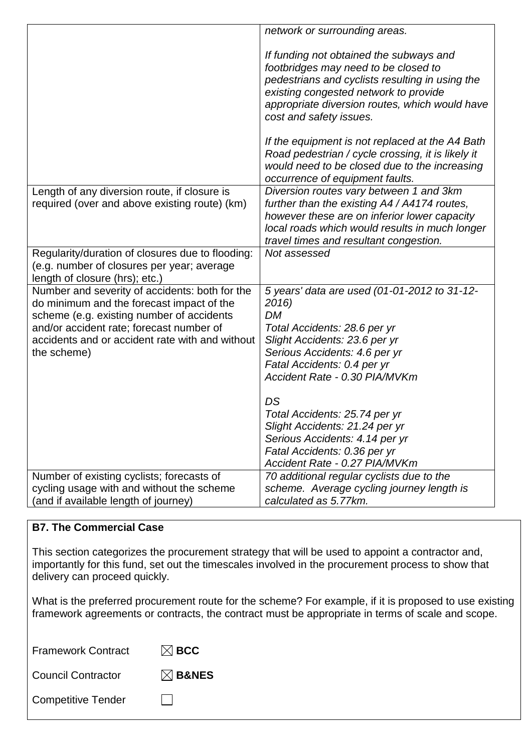| | |
|---|---|
| | *network or surrounding areas.*<br><br>*If funding not obtained the subways and footbridges may need to be closed to pedestrians and cyclists resulting in using the existing congested network to provide appropriate diversion routes, which would have cost and safety issues.*<br><br>*If the equipment is not replaced at the A4 Bath Road pedestrian / cycle crossing, it is likely it would need to be closed due to the increasing occurrence of equipment faults.* |
| Length of any diversion route, if closure is required (over and above existing route) (km) | *Diversion routes vary between 1 and 3km further than the existing A4 / A4174 routes, however these are on inferior lower capacity local roads which would results in much longer travel times and resultant congestion.* |
| Regularity/duration of closures due to flooding: (e.g. number of closures per year; average length of closure (hrs); etc.) | *Not assessed* |
| Number and severity of accidents: both for the do minimum and the forecast impact of the scheme (e.g. existing number of accidents and/or accident rate; forecast number of accidents and or accident rate with and without the scheme) | *5 years' data are used (01-01-2012 to 31-12-2016)*<br>*DM*<br>*Total Accidents: 28.6 per yr*<br>*Slight Accidents: 23.6 per yr*<br>*Serious Accidents: 4.6 per yr*<br>*Fatal Accidents: 0.4 per yr*<br>*Accident Rate - 0.30 PIA/MVKm*<br><br>*DS*<br>*Total Accidents: 25.74 per yr*<br>*Slight Accidents: 21.24 per yr*<br>*Serious Accidents: 4.14 per yr*<br>*Fatal Accidents: 0.36 per yr*<br>*Accident Rate - 0.27 PIA/MVKm* |
| Number of existing cyclists; forecasts of cycling usage with and without the scheme (and if available length of journey) | *70 additional regular cyclists due to the scheme. Average cycling journey length is calculated as 5.77km.* |

**B7. The Commercial Case**

This section categorizes the procurement strategy that will be used to appoint a contractor and, importantly for this fund, set out the timescales involved in the procurement process to show that delivery can proceed quickly.

What is the preferred procurement route for the scheme? For example, if it is proposed to use existing framework agreements or contracts, the contract must be appropriate in terms of scale and scope.

Framework Contract ☒ **BCC**

Council Contractor ☒ **B&NES**

Competitive Tender ☐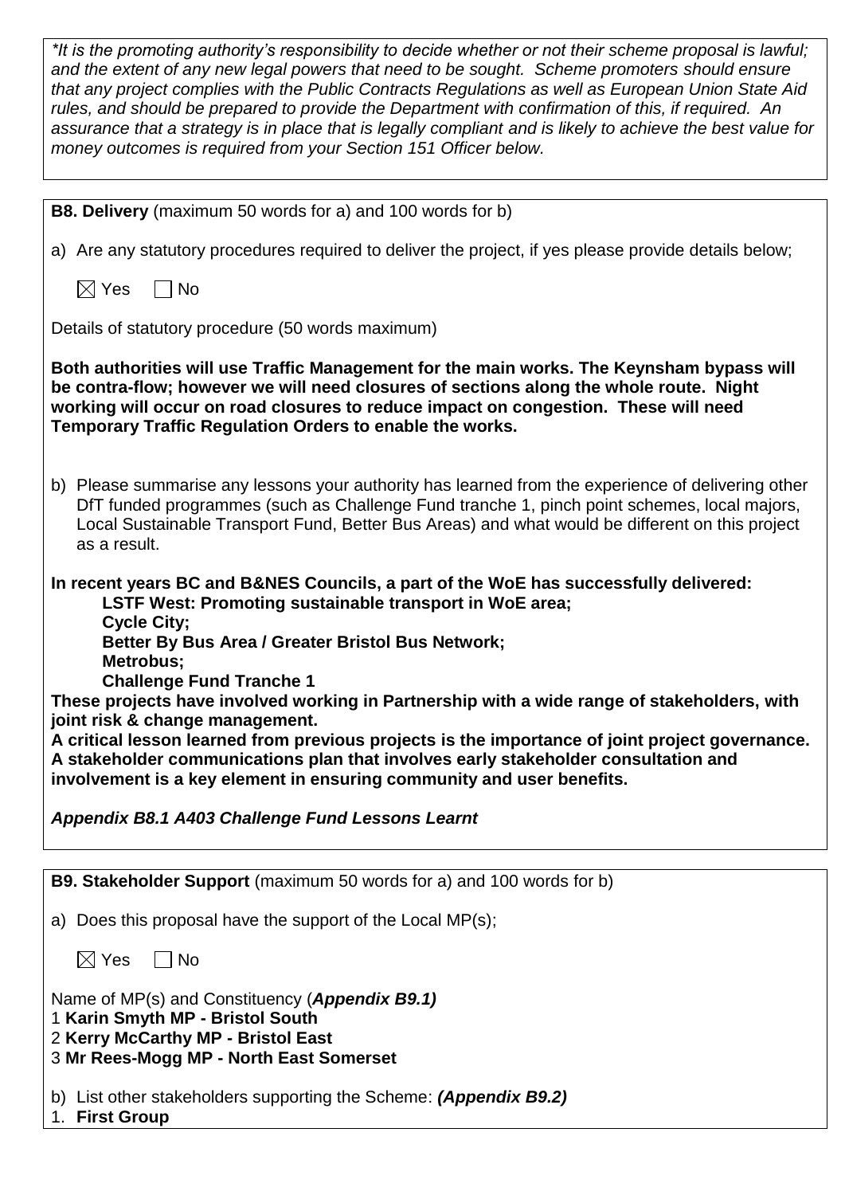*\*It is the promoting authority's responsibility to decide whether or not their scheme proposal is lawful; and the extent of any new legal powers that need to be sought. Scheme promoters should ensure that any project complies with the Public Contracts Regulations as well as European Union State Aid rules, and should be prepared to provide the Department with confirmation of this, if required. An assurance that a strategy is in place that is legally compliant and is likely to achieve the best value for money outcomes is required from your Section 151 Officer below.*

**B8. Delivery** (maximum 50 words for a) and 100 words for b)

a) Are any statutory procedures required to deliver the project, if yes please provide details below;

☒ Yes ☐ No

Details of statutory procedure (50 words maximum)

**Both authorities will use Traffic Management for the main works. The Keynsham bypass will be contra-flow; however we will need closures of sections along the whole route. Night working will occur on road closures to reduce impact on congestion. These will need Temporary Traffic Regulation Orders to enable the works.**

b) Please summarise any lessons your authority has learned from the experience of delivering other DfT funded programmes (such as Challenge Fund tranche 1, pinch point schemes, local majors, Local Sustainable Transport Fund, Better Bus Areas) and what would be different on this project as a result.

**In recent years BC and B&NES Councils, a part of the WoE has successfully delivered:**

- **LSTF West: Promoting sustainable transport in WoE area;**
- **Cycle City;**
- **Better By Bus Area / Greater Bristol Bus Network;**
- **Metrobus;**
- **Challenge Fund Tranche 1**

**These projects have involved working in Partnership with a wide range of stakeholders, with joint risk & change management.**

**A critical lesson learned from previous projects is the importance of joint project governance. A stakeholder communications plan that involves early stakeholder consultation and involvement is a key element in ensuring community and user benefits.**

***Appendix B8.1 A403 Challenge Fund Lessons Learnt***

**B9. Stakeholder Support** (maximum 50 words for a) and 100 words for b)

a) Does this proposal have the support of the Local MP(s);

☒ Yes ☐ No

Name of MP(s) and Constituency (***Appendix B9.1)***

1 **Karin Smyth MP - Bristol South**

2 **Kerry McCarthy MP - Bristol East**

3 **Mr Rees-Mogg MP - North East Somerset**

b) List other stakeholders supporting the Scheme: ***(Appendix B9.2)***

1. **First Group**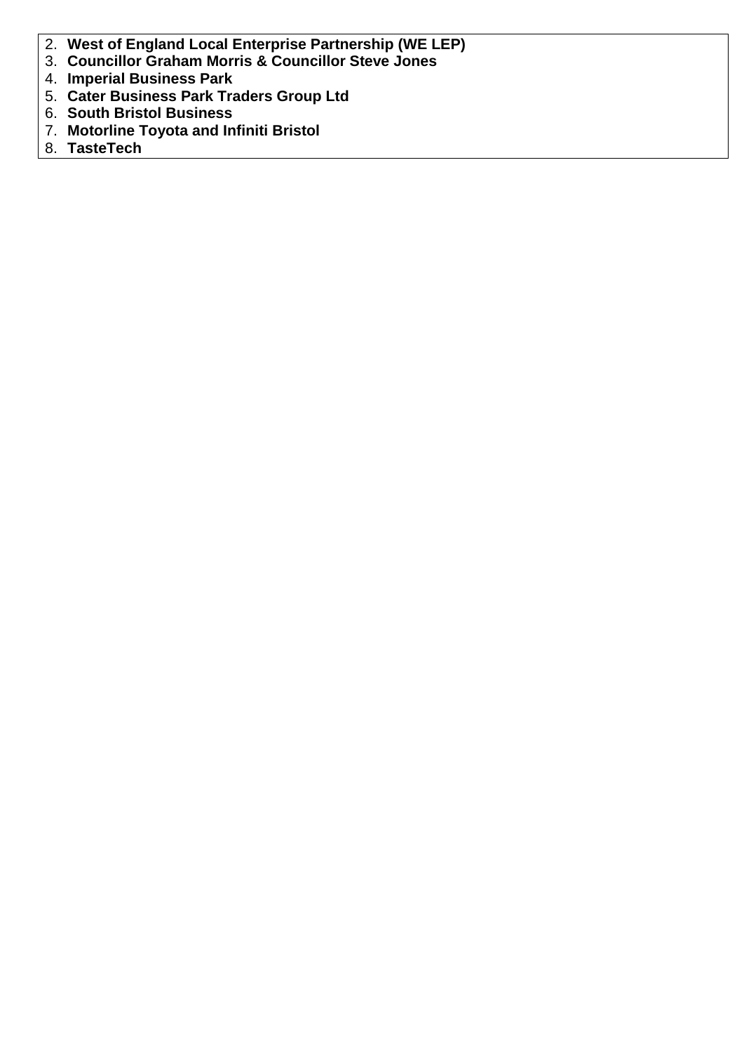2. **West of England Local Enterprise Partnership (WE LEP)**
3. **Councillor Graham Morris & Councillor Steve Jones**
4. **Imperial Business Park**
5. **Cater Business Park Traders Group Ltd**
6. **South Bristol Business**
7. **Motorline Toyota and Infiniti Bristol**
8. **TasteTech**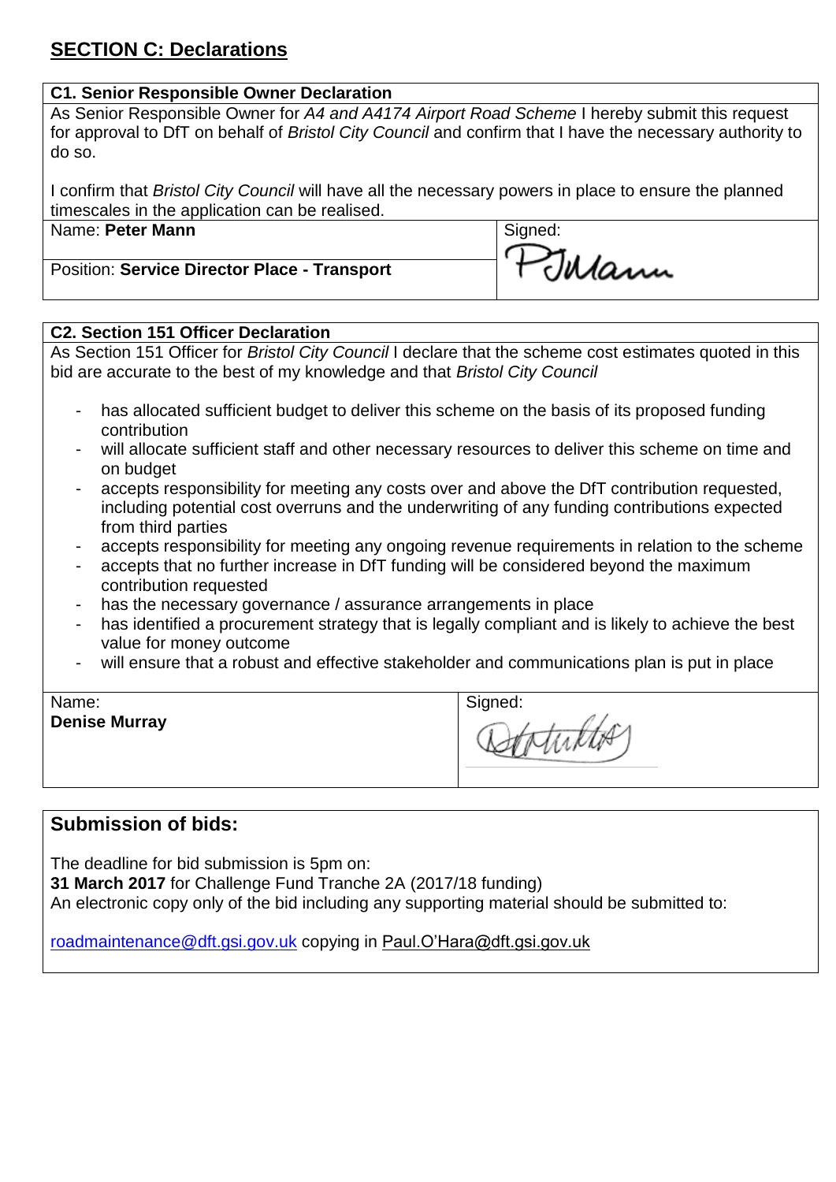## SECTION C: Declarations

**C1. Senior Responsible Owner Declaration**

As Senior Responsible Owner for *A4 and A4174 Airport Road Scheme* I hereby submit this request for approval to DfT on behalf of *Bristol City Council* and confirm that I have the necessary authority to do so.

I confirm that *Bristol City Council* will have all the necessary powers in place to ensure the planned timescales in the application can be realised.

| Name: **Peter Mann** | Signed: |
|---|---|
| Position: **Service Director Place - Transport** | |

**C2. Section 151 Officer Declaration**

As Section 151 Officer for *Bristol City Council* I declare that the scheme cost estimates quoted in this bid are accurate to the best of my knowledge and that *Bristol City Council*

- has allocated sufficient budget to deliver this scheme on the basis of its proposed funding contribution
- will allocate sufficient staff and other necessary resources to deliver this scheme on time and on budget
- accepts responsibility for meeting any costs over and above the DfT contribution requested, including potential cost overruns and the underwriting of any funding contributions expected from third parties
- accepts responsibility for meeting any ongoing revenue requirements in relation to the scheme
- accepts that no further increase in DfT funding will be considered beyond the maximum contribution requested
- has the necessary governance / assurance arrangements in place
- has identified a procurement strategy that is legally compliant and is likely to achieve the best value for money outcome
- will ensure that a robust and effective stakeholder and communications plan is put in place

| Name: **Denise Murray** | Signed: |
|---|---|

## Submission of bids:

The deadline for bid submission is 5pm on:
**31 March 2017** for Challenge Fund Tranche 2A (2017/18 funding)
An electronic copy only of the bid including any supporting material should be submitted to:

roadmaintenance@dft.gsi.gov.uk copying in Paul.O'Hara@dft.gsi.gov.uk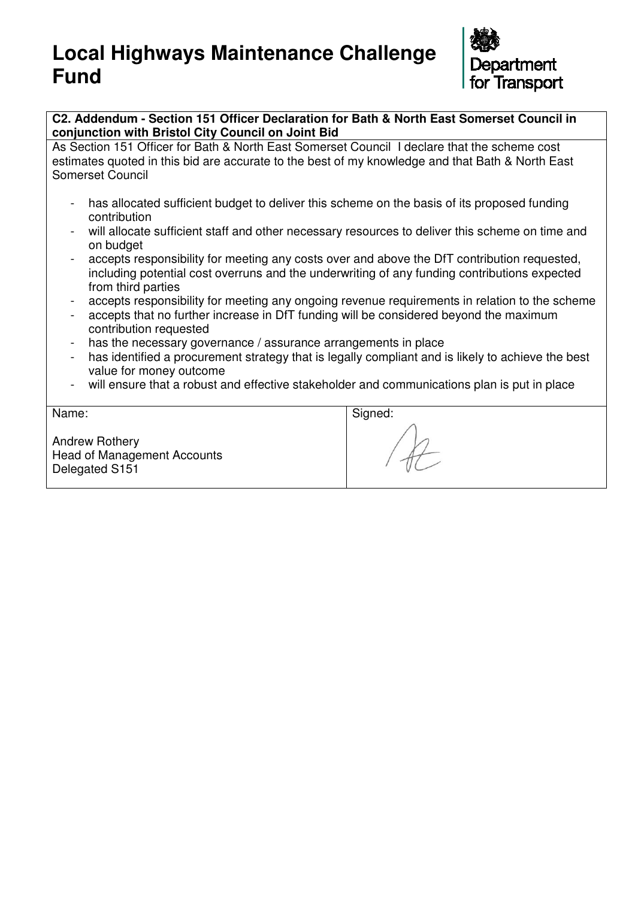# Local Highways Maintenance Challenge Fund

Department for Transport

**C2. Addendum - Section 151 Officer Declaration for Bath & North East Somerset Council in conjunction with Bristol City Council on Joint Bid**

As Section 151 Officer for Bath & North East Somerset Council I declare that the scheme cost estimates quoted in this bid are accurate to the best of my knowledge and that Bath & North East Somerset Council

- has allocated sufficient budget to deliver this scheme on the basis of its proposed funding contribution
- will allocate sufficient staff and other necessary resources to deliver this scheme on time and on budget
- accepts responsibility for meeting any costs over and above the DfT contribution requested, including potential cost overruns and the underwriting of any funding contributions expected from third parties
- accepts responsibility for meeting any ongoing revenue requirements in relation to the scheme
- accepts that no further increase in DfT funding will be considered beyond the maximum contribution requested
- has the necessary governance / assurance arrangements in place
- has identified a procurement strategy that is legally compliant and is likely to achieve the best value for money outcome
- will ensure that a robust and effective stakeholder and communications plan is put in place

| Name: | Signed: |
|---|---|
| Andrew Rothery<br>Head of Management Accounts<br>Delegated S151 | |